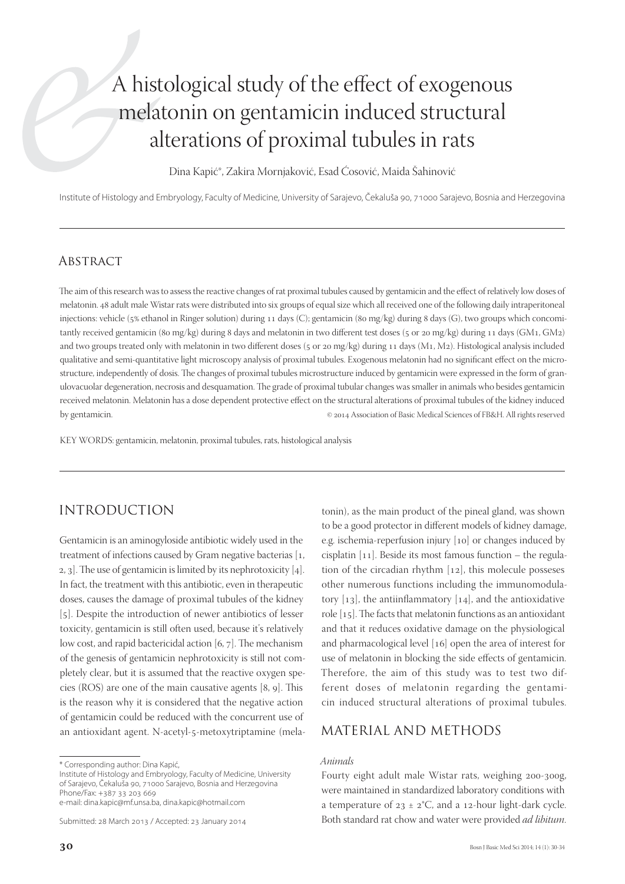# A histological study of the effect of exogenous melatonin on gentamicin induced structural alterations of proximal tubules in rats

Dina Kapić*, Zakira Mornjaković, Esad Ćosović, Maida Šahinović

Institute of Histology and Embryology, Faculty of Medicine, University of Sarajevo, Čekaluša 90, 71000 Sarajevo, Bosnia and Herzegovina

## Abstract

The aim of this research was to assess the reactive changes of rat proximal tubules caused by gentamicin and the effect of relatively low doses of melatonin. 48 adult male Wistar rats were distributed into six groups of equal size which all received one of the following daily intraperitoneal injections: vehicle (5% ethanol in Ringer solution) during 11 days (C); gentamicin (80 mg/kg) during 8 days (G), two groups which concomitantly received gentamicin (80 mg/kg) during 8 days and melatonin in two different test doses (5 or 20 mg/kg) during 11 days (GM1, GM2) and two groups treated only with melatonin in two different doses (5 or 20 mg/kg) during 11 days (M1, M2). Histological analysis included qualitative and semi-quantitative light microscopy analysis of proximal tubules. Exogenous melatonin had no significant effect on the microstructure, independently of dosis. The changes of proximal tubules microstructure induced by gentamicin were expressed in the form of granulovacuolar degeneration, necrosis and desquamation. The grade of proximal tubular changes was smaller in animals who besides gentamicin received melatonin. Melatonin has a dose dependent protective effect on the structural alterations of proximal tubules of the kidney induced by gentamicin. © 2014 Association of Basic Medical Sciences of FB&H. All rights reserved

KEY WORDS: gentamicin, melatonin, proximal tubules, rats, histological analysis

## INTRODUCTION

Gentamicin is an aminogyloside antibiotic widely used in the treatment of infections caused by Gram negative bacterias [1, 2, 3]. The use of gentamicin is limited by its nephrotoxicity [4]. In fact, the treatment with this antibiotic, even in therapeutic doses, causes the damage of proximal tubules of the kidney [5]. Despite the introduction of newer antibiotics of lesser toxicity, gentamicin is still often used, because it's relatively low cost, and rapid bactericidal action [6, 7]. The mechanism of the genesis of gentamicin nephrotoxicity is still not completely clear, but it is assumed that the reactive oxygen species (ROS) are one of the main causative agents [8, 9]. This is the reason why it is considered that the negative action of gentamicin could be reduced with the concurrent use of an antioxidant agent. N-acetyl-5-metoxytriptamine (melatonin), as the main product of the pineal gland, was shown to be a good protector in different models of kidney damage, e.g. ischemia-reperfusion injury [10] or changes induced by cisplatin [11]. Beside its most famous function – the regulation of the circadian rhythm [12], this molecule posseses other numerous functions including the immunomodulatory [13], the antiinflammatory [14], and the antioxidative role [15]. The facts that melatonin functions as an antioxidant and that it reduces oxidative damage on the physiological and pharmacological level [16] open the area of interest for use of melatonin in blocking the side effects of gentamicin. Therefore, the aim of this study was to test two different doses of melatonin regarding the gentamicin induced structural alterations of proximal tubules.

## MATERIAL AND METHODS

### *Animals*

Fourty eight adult male Wistar rats, weighing 200-300g, were maintained in standardized laboratory conditions with a temperature of 23 ± 2°C, and a 12-hour light-dark cycle. Both standard rat chow and water were provided *ad libitum*.

\* Corresponding author: Dina Kapić,
Institute of Histology and Embryology, Faculty of Medicine, University of Sarajevo, Čekaluša 90, 71000 Sarajevo, Bosnia and Herzegovina
Phone/Fax: +387 33 203 669
e-mail: dina.kapic@mf.unsa.ba, dina.kapic@hotmail.com

Submitted: 28 March 2013 / Accepted: 23 January 2014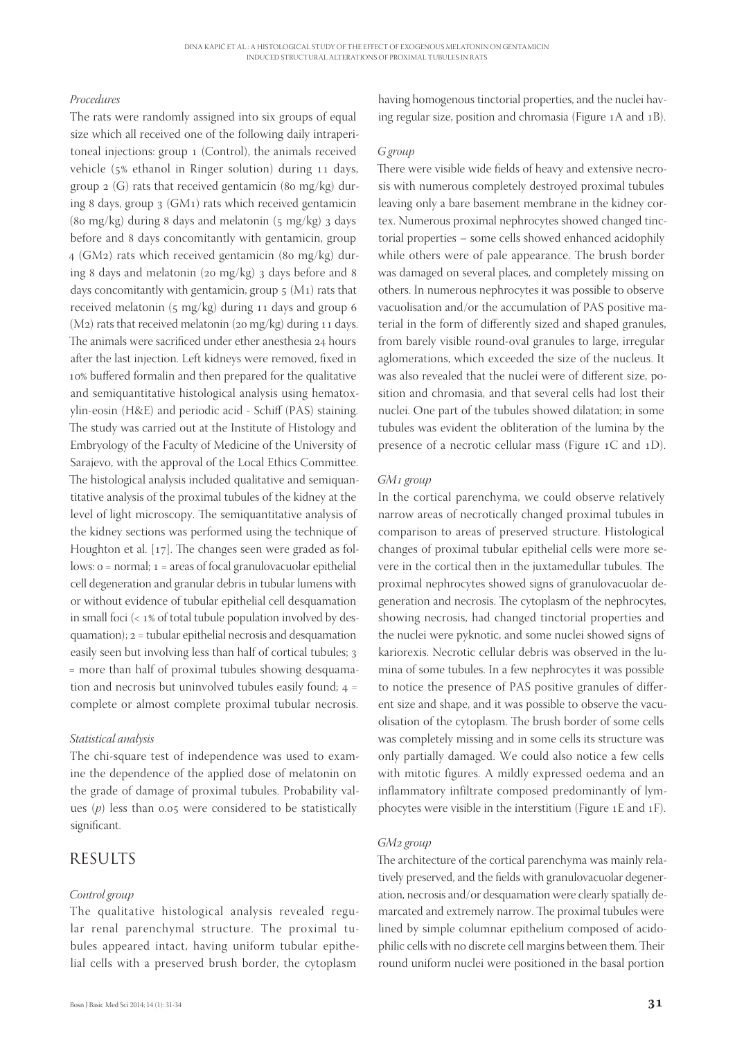### *Procedures*

The rats were randomly assigned into six groups of equal size which all received one of the following daily intraperitoneal injections: group 1 (Control), the animals received vehicle (5% ethanol in Ringer solution) during 11 days, group 2 (G) rats that received gentamicin (80 mg/kg) during 8 days, group 3 (GM1) rats which received gentamicin (80 mg/kg) during 8 days and melatonin (5 mg/kg) 3 days before and 8 days concomitantly with gentamicin, group 4 (GM2) rats which received gentamicin (80 mg/kg) during 8 days and melatonin (20 mg/kg) 3 days before and 8 days concomitantly with gentamicin, group 5 (M1) rats that received melatonin (5 mg/kg) during 11 days and group 6 (M2) rats that received melatonin (20 mg/kg) during 11 days. The animals were sacrificed under ether anesthesia 24 hours after the last injection. Left kidneys were removed, fixed in 10% buffered formalin and then prepared for the qualitative and semiquantitative histological analysis using hematoxylin-eosin (H&E) and periodic acid - Schiff (PAS) staining. The study was carried out at the Institute of Histology and Embryology of the Faculty of Medicine of the University of Sarajevo, with the approval of the Local Ethics Committee. The histological analysis included qualitative and semiquantitative analysis of the proximal tubules of the kidney at the level of light microscopy. The semiquantitative analysis of the kidney sections was performed using the technique of Houghton et al. [17]. The changes seen were graded as follows: 0 = normal; 1 = areas of focal granulovacuolar epithelial cell degeneration and granular debris in tubular lumens with or without evidence of tubular epithelial cell desquamation in small foci (< 1% of total tubule population involved by desquamation); 2 = tubular epithelial necrosis and desquamation easily seen but involving less than half of cortical tubules; 3 = more than half of proximal tubules showing desquamation and necrosis but uninvolved tubules easily found; 4 = complete or almost complete proximal tubular necrosis.

### *Statistical analysis*

The chi-square test of independence was used to examine the dependence of the applied dose of melatonin on the grade of damage of proximal tubules. Probability values ($p$) less than 0.05 were considered to be statistically significant.

## RESULTS

### *Control group*

The qualitative histological analysis revealed regular renal parenchymal structure. The proximal tubules appeared intact, having uniform tubular epithelial cells with a preserved brush border, the cytoplasm having homogenous tinctorial properties, and the nuclei having regular size, position and chromasia (Figure 1A and 1B).

### *G group*

There were visible wide fields of heavy and extensive necrosis with numerous completely destroyed proximal tubules leaving only a bare basement membrane in the kidney cortex. Numerous proximal nephrocytes showed changed tinctorial properties – some cells showed enhanced acidophily while others were of pale appearance. The brush border was damaged on several places, and completely missing on others. In numerous nephrocytes it was possible to observe vacuolisation and/or the accumulation of PAS positive material in the form of differently sized and shaped granules, from barely visible round-oval granules to large, irregular aglomerations, which exceeded the size of the nucleus. It was also revealed that the nuclei were of different size, position and chromasia, and that several cells had lost their nuclei. One part of the tubules showed dilatation; in some tubules was evident the obliteration of the lumina by the presence of a necrotic cellular mass (Figure 1C and 1D).

### *GM1 group*

In the cortical parenchyma, we could observe relatively narrow areas of necrotically changed proximal tubules in comparison to areas of preserved structure. Histological changes of proximal tubular epithelial cells were more severe in the cortical then in the juxtamedullar tubules. The proximal nephrocytes showed signs of granulovacuolar degeneration and necrosis. The cytoplasm of the nephrocytes, showing necrosis, had changed tinctorial properties and the nuclei were pyknotic, and some nuclei showed signs of kariorexis. Necrotic cellular debris was observed in the lumina of some tubules. In a few nephrocytes it was possible to notice the presence of PAS positive granules of different size and shape, and it was possible to observe the vacuolisation of the cytoplasm. The brush border of some cells was completely missing and in some cells its structure was only partially damaged. We could also notice a few cells with mitotic figures. A mildly expressed oedema and an inflammatory infiltrate composed predominantly of lymphocytes were visible in the interstitium (Figure 1E and 1F).

### *GM2 group*

The architecture of the cortical parenchyma was mainly relatively preserved, and the fields with granulovacuolar degeneration, necrosis and/or desquamation were clearly spatially demarcated and extremely narrow. The proximal tubules were lined by simple columnar epithelium composed of acidophilic cells with no discrete cell margins between them. Their round uniform nuclei were positioned in the basal portion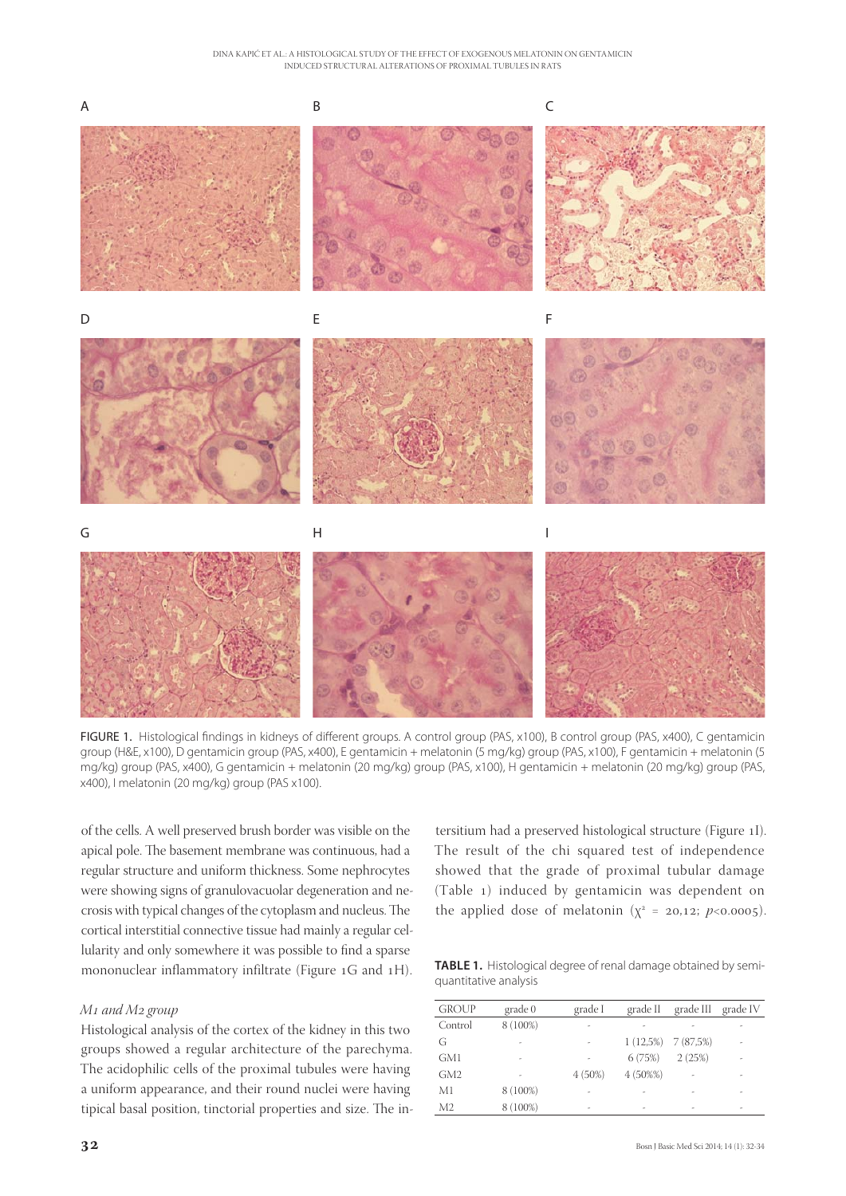FIGURE 1. Histological findings in kidneys of different groups. A control group (PAS, x100), B control group (PAS, x400), C gentamicin group (H&E, x100), D gentamicin group (PAS, x400), E gentamicin + melatonin (5 mg/kg) group (PAS, x100), F gentamicin + melatonin (5 mg/kg) group (PAS, x400), G gentamicin + melatonin (20 mg/kg) group (PAS, x100), H gentamicin + melatonin (20 mg/kg) group (PAS, x400), I melatonin (20 mg/kg) group (PAS x100).

of the cells. A well preserved brush border was visible on the apical pole. The basement membrane was continuous, had a regular structure and uniform thickness. Some nephrocytes were showing signs of granulovacuolar degeneration and necrosis with typical changes of the cytoplasm and nucleus. The cortical interstitial connective tissue had mainly a regular cellularity and only somewhere it was possible to find a sparse mononuclear inflammatory infiltrate (Figure 1G and 1H).

### *M1 and M2 group*

Histological analysis of the cortex of the kidney in this two groups showed a regular architecture of the parechyma. The acidophilic cells of the proximal tubules were having a uniform appearance, and their round nuclei were having tipical basal position, tinctorial properties and size. The intersitium had a preserved histological structure (Figure 1I). The result of the chi squared test of independence showed that the grade of proximal tubular damage (Table 1) induced by gentamicin was dependent on the applied dose of melatonin ($\chi^2 = 20{,}12$; $p<0.0005$).

**TABLE 1.** Histological degree of renal damage obtained by semi-quantitative analysis

| GROUP | grade 0 | grade I | grade II | grade III | grade IV |
|---|---|---|---|---|---|
| Control | 8 (100%) | - | - | - | - |
| G | - | - | 1 (12,5%) | 7 (87,5%) | - |
| GM1 | - | - | 6 (75%) | 2 (25%) | - |
| GM2 | - | 4 (50%) | 4 (50%%) | - | - |
| M1 | 8 (100%) | - | - | - | - |
| M2 | 8 (100%) | - | - | - | - |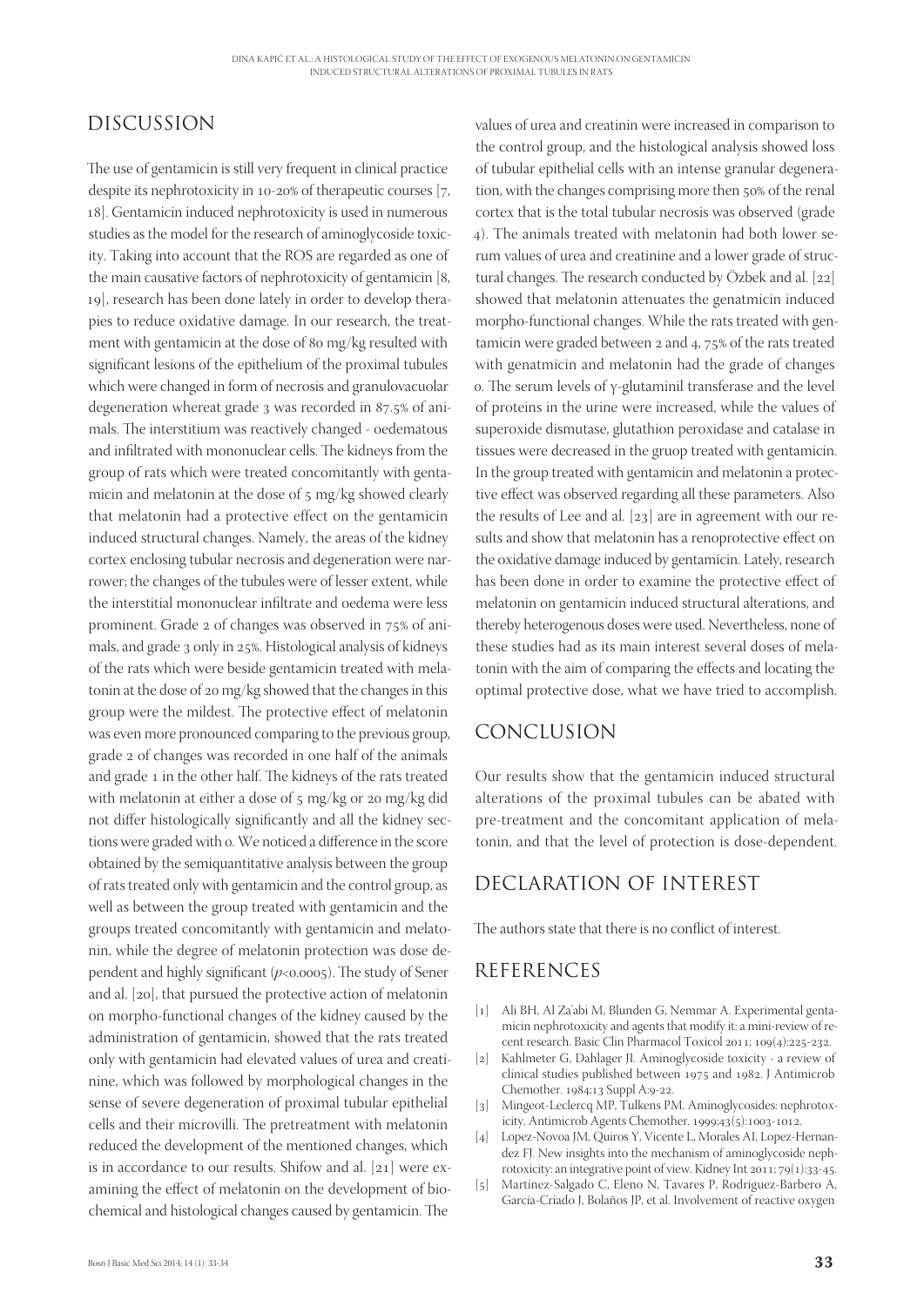## DISCUSSION

The use of gentamicin is still very frequent in clinical practice despite its nephrotoxicity in 10-20% of therapeutic courses [7, 18]. Gentamicin induced nephrotoxicity is used in numerous studies as the model for the research of aminoglycoside toxicity. Taking into account that the ROS are regarded as one of the main causative factors of nephrotoxicity of gentamicin [8, 19], research has been done lately in order to develop therapies to reduce oxidative damage. In our research, the treatment with gentamicin at the dose of 80 mg/kg resulted with significant lesions of the epithelium of the proximal tubules which were changed in form of necrosis and granulovacuolar degeneration whereat grade 3 was recorded in 87.5% of animals. The interstitium was reactively changed - oedematous and infiltrated with mononuclear cells. The kidneys from the group of rats which were treated concomitantly with gentamicin and melatonin at the dose of 5 mg/kg showed clearly that melatonin had a protective effect on the gentamicin induced structural changes. Namely, the areas of the kidney cortex enclosing tubular necrosis and degeneration were narrower; the changes of the tubules were of lesser extent, while the interstitial mononuclear infiltrate and oedema were less prominent. Grade 2 of changes was observed in 75% of animals, and grade 3 only in 25%. Histological analysis of kidneys of the rats which were beside gentamicin treated with melatonin at the dose of 20 mg/kg showed that the changes in this group were the mildest. The protective effect of melatonin was even more pronounced comparing to the previous group, grade 2 of changes was recorded in one half of the animals and grade 1 in the other half. The kidneys of the rats treated with melatonin at either a dose of 5 mg/kg or 20 mg/kg did not differ histologically significantly and all the kidney sections were graded with 0. We noticed a difference in the score obtained by the semiquantitative analysis between the group of rats treated only with gentamicin and the control group, as well as between the group treated with gentamicin and the groups treated concomitantly with gentamicin and melatonin, while the degree of melatonin protection was dose dependent and highly significant ($p<0.0005$). The study of Sener and al. [20], that pursued the protective action of melatonin on morpho-functional changes of the kidney caused by the administration of gentamicin, showed that the rats treated only with gentamicin had elevated values of urea and creatinine, which was followed by morphological changes in the sense of severe degeneration of proximal tubular epithelial cells and their microvilli. The pretreatment with melatonin reduced the development of the mentioned changes, which is in accordance to our results. Shifow and al. [21] were examining the effect of melatonin on the development of biochemical and histological changes caused by gentamicin. The values of urea and creatinin were increased in comparison to the control group, and the histological analysis showed loss of tubular epithelial cells with an intense granular degeneration, with the changes comprising more then 50% of the renal cortex that is the total tubular necrosis was observed (grade 4). The animals treated with melatonin had both lower serum values of urea and creatinine and a lower grade of structural changes. The research conducted by Özbek and al. [22] showed that melatonin attenuates the genatmicin induced morpho-functional changes. While the rats treated with gentamicin were graded between 2 and 4, 75% of the rats treated with genatmicin and melatonin had the grade of changes 0. The serum levels of γ-glutaminil transferase and the level of proteins in the urine were increased, while the values of superoxide dismutase, glutathion peroxidase and catalase in tissues were decreased in the gruop treated with gentamicin. In the group treated with gentamicin and melatonin a protective effect was observed regarding all these parameters. Also the results of Lee and al. [23] are in agreement with our results and show that melatonin has a renoprotective effect on the oxidative damage induced by gentamicin. Lately, research has been done in order to examine the protective effect of melatonin on gentamicin induced structural alterations, and thereby heterogenous doses were used. Nevertheless, none of these studies had as its main interest several doses of melatonin with the aim of comparing the effects and locating the optimal protective dose, what we have tried to accomplish.

## CONCLUSION

Our results show that the gentamicin induced structural alterations of the proximal tubules can be abated with pre-treatment and the concomitant application of melatonin, and that the level of protection is dose-dependent.

## DECLARATION OF INTEREST

The authors state that there is no conflict of interest.

## REFERENCES

[1] Ali BH, Al Za'abi M, Blunden G, Nemmar A. Experimental gentamicin nephrotoxicity and agents that modify it: a mini-review of recent research. Basic Clin Pharmacol Toxicol 2011; 109(4):225-232.

[2] Kahlmeter G, Dahlager JI. Aminoglycoside toxicity - a review of clinical studies published between 1975 and 1982. J Antimicrob Chemother. 1984;13 Suppl A:9-22.

[3] Mingeot-Leclercq MP, Tulkens PM. Aminoglycosides: nephrotoxicity. Antimicrob Agents Chemother. 1999;43(5):1003-1012.

[4] Lopez-Novoa JM, Quiros Y, Vicente L, Morales AI, Lopez-Hernandez FJ. New insights into the mechanism of aminoglycoside nephrotoxicity: an integrative point of view. Kidney Int 2011; 79(1):33-45.

[5] Martínez-Salgado C, Eleno N, Tavares P, Rodríguez-Barbero A, García-Criado J, Bolaños JP, et al. Involvement of reactive oxygen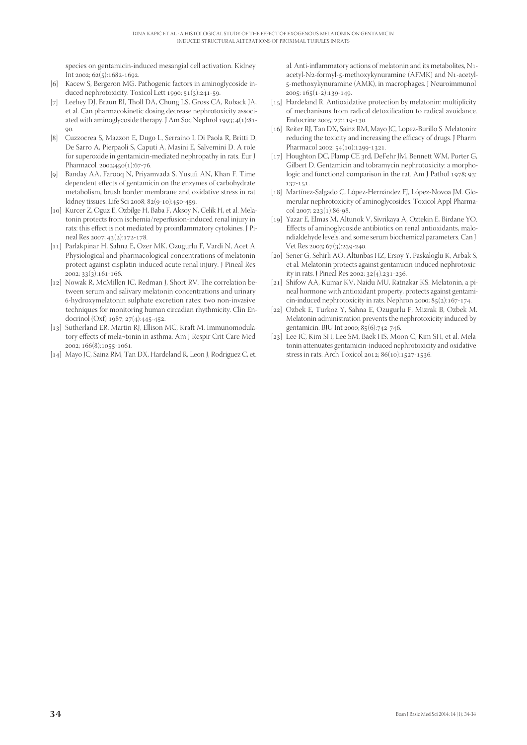species on gentamicin-induced mesangial cell activation. Kidney Int 2002; 62(5):1682-1692.

[6] Kacew S, Bergeron MG. Pathogenic factors in aminoglycoside induced nephrotoxicity. Toxicol Lett 1990; 51(3):241-59.

[7] Leehey DJ, Braun BI, Tholl DA, Chung LS, Gross CA, Roback JA, et al. Can pharmacokinetic dosing decrease nephrotoxicity associated with aminoglycoside therapy. J Am Soc Nephrol 1993; 4(1):81-90.

[8] Cuzzocrea S, Mazzon E, Dugo L, Serraino I, Di Paola R, Britti D, De Sarro A, Pierpaoli S, Caputi A, Masini E, Salvemini D. A role for superoxide in gentamicin-mediated nephropathy in rats. Eur J Pharmacol. 2002;450(1):67-76.

[9] Banday AA, Farooq N, Priyamvada S, Yusufi AN, Khan F. Time dependent effects of gentamicin on the enzymes of carbohydrate metabolism, brush border membrane and oxidative stress in rat kidney tissues. Life Sci 2008; 82(9-10):450-459.

[10] Kurcer Z, Oguz E, Ozbilge H, Baba F, Aksoy N, Celik H, et al. Melatonin protects from ischemia/reperfusion-induced renal injury in rats: this effect is not mediated by proinflammatory cytokines. J Pineal Res 2007; 43(2):172-178.

[11] Parlakpinar H, Sahna E, Ozer MK, Ozugurlu F, Vardi N, Acet A. Physiological and pharmacological concentrations of melatonin protect against cisplatin-induced acute renal injury. J Pineal Res 2002; 33(3):161-166.

[12] Nowak R, McMillen IC, Redman J, Short RV. The correlation between serum and salivary melatonin concentrations and urinary 6-hydroxymelatonin sulphate excretion rates: two non-invasive techniques for monitoring human circadian rhythmicity. Clin Endocrinol (Oxf) 1987; 27(4):445-452.

[13] Sutherland ER, Martin RJ, Ellison MC, Kraft M. Immunomodulatory effects of mela¬tonin in asthma. Am J Respir Crit Care Med 2002; 166(8):1055-1061.

[14] Mayo JC, Sainz RM, Tan DX, Hardeland R, Leon J, Rodriguez C, et. al. Anti-inflammatory actions of melatonin and its metabolites, N1-acetyl-N2-formyl-5-methoxykynuramine (AFMK) and N1-acetyl-5-methoxykynuramine (AMK), in macrophages. J Neuroimmunol 2005; 165(1-2):139-149.

[15] Hardeland R. Antioxidative protection by melatonin: multiplicity of mechanisms from radical detoxification to radical avoidance. Endocrine 2005; 27:119-130.

[16] Reiter RJ, Tan DX, Sainz RM, Mayo JC, Lopez-Burillo S. Melatonin: reducing the toxicity and increasing the efficacy of drugs. J Pharm Pharmacol 2002; 54(10):1299-1321.

[17] Houghton DC, Plamp CE 3rd, DeFehr JM, Bennett WM, Porter G, Gilbert D. Gentamicin and tobramycin nephrotoxicity: a morphologic and functional comparison in the rat. Am J Pathol 1978; 93: 137-151.

[18] Martínez-Salgado C, López-Hernández FJ, López-Novoa JM. Glomerular nephrotoxicity of aminoglycosides. Toxicol Appl Pharmacol 2007; 223(1):86-98.

[19] Yazar E, Elmas M, Altunok V, Sivrikaya A, Oztekin E, Birdane YO. Effects of aminoglycoside antibiotics on renal antioxidants, malondialdehyde levels, and some serum biochemical parameters. Can J Vet Res 2003; 67(3):239-240.

[20] Sener G, Sehirli AO, Altunbas HZ, Ersoy Y, Paskaloglu K, Arbak S, et al. Melatonin protects against gentamicin-induced nephrotoxicity in rats. J Pineal Res 2002; 32(4):231-236.

[21] Shifow AA, Kumar KV, Naidu MU, Ratnakar KS. Melatonin, a pineal hormone with antioxidant property, protects against gentamicin-induced nephrotoxicity in rats. Nephron 2000; 85(2):167-174.

[22] Ozbek E, Turkoz Y, Sahna E, Ozugurlu F, Mizrak B, Ozbek M. Melatonin administration prevents the nephrotoxicity induced by gentamicin. BJU Int 2000; 85(6):742-746.

[23] Lee IC, Kim SH, Lee SM, Baek HS, Moon C, Kim SH, et al. Melatonin attenuates gentamicin-induced nephrotoxicity and oxidative stress in rats. Arch Toxicol 2012; 86(10):1527-1536.